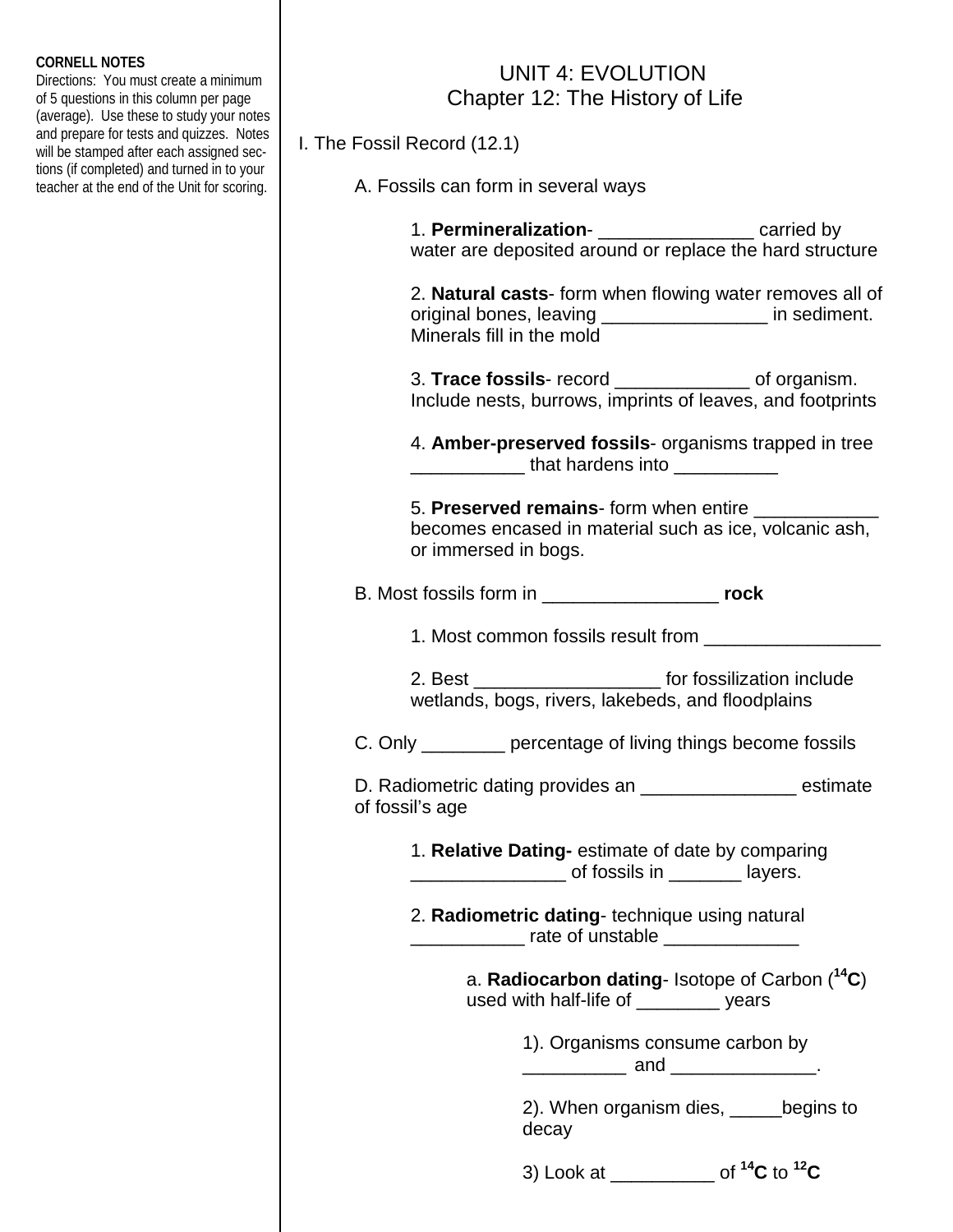**CORNELL NOTES**
Directions: You must create a minimum of 5 questions in this column per page (average). Use these to study your notes and prepare for tests and quizzes. Notes will be stamped after each assigned sections (if completed) and turned in to your teacher at the end of the Unit for scoring.

# UNIT 4: EVOLUTION
## Chapter 12: The History of Life

I. The Fossil Record (12.1)

A. Fossils can form in several ways

1. **Permineralization**- _______________ carried by water are deposited around or replace the hard structure

2. **Natural casts**- form when flowing water removes all of original bones, leaving ________________ in sediment. Minerals fill in the mold

3. **Trace fossils**- record _____________ of organism. Include nests, burrows, imprints of leaves, and footprints

4. **Amber-preserved fossils**- organisms trapped in tree ___________ that hardens into __________

5. **Preserved remains**- form when entire ____________ becomes encased in material such as ice, volcanic ash, or immersed in bogs.

B. Most fossils form in _________________ **rock**

1. Most common fossils result from _________________

2. Best __________________ for fossilization include wetlands, bogs, rivers, lakebeds, and floodplains

C. Only ________ percentage of living things become fossils

D. Radiometric dating provides an _______________ estimate of fossil's age

1. **Relative Dating-** estimate of date by comparing _______________ of fossils in _______ layers.

2. **Radiometric dating**- technique using natural ___________ rate of unstable _____________

a. **Radiocarbon dating**- Isotope of Carbon (**$^{14}$C**) used with half-life of ________ years

1). Organisms consume carbon by __________ and ______________.

2). When organism dies, _____begins to decay

3) Look at __________ of **$^{14}$C** to **$^{12}$C**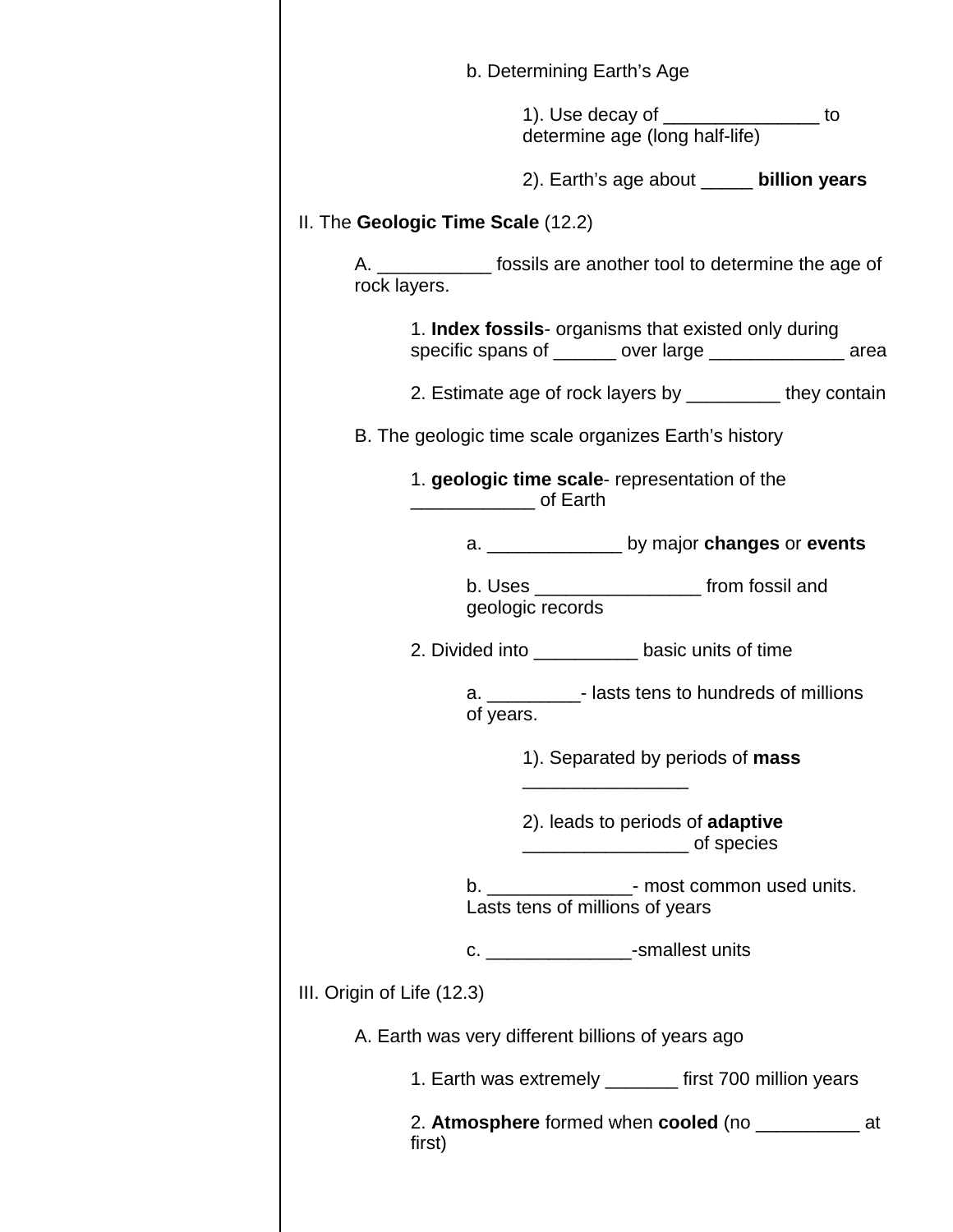b. Determining Earth’s Age

1). Use decay of _______________ to determine age (long half-life)

2). Earth’s age about _____ **billion years**

II. The **Geologic Time Scale** (12.2)

A. ___________ fossils are another tool to determine the age of rock layers.

1. **Index fossils**- organisms that existed only during specific spans of ______ over large _____________ area

2. Estimate age of rock layers by _________ they contain

B. The geologic time scale organizes Earth’s history

1. **geologic time scale**- representation of the ____________ of Earth

a. _____________ by major **changes** or **events**

b. Uses ________________ from fossil and geologic records

2. Divided into __________ basic units of time

a. _________- lasts tens to hundreds of millions of years.

1). Separated by periods of **mass** ________________

2). leads to periods of **adaptive** ________________ of species

b. ______________- most common used units. Lasts tens of millions of years

c. ______________-smallest units

III. Origin of Life (12.3)

A. Earth was very different billions of years ago

1. Earth was extremely _______ first 700 million years

2. **Atmosphere** formed when **cooled** (no __________ at first)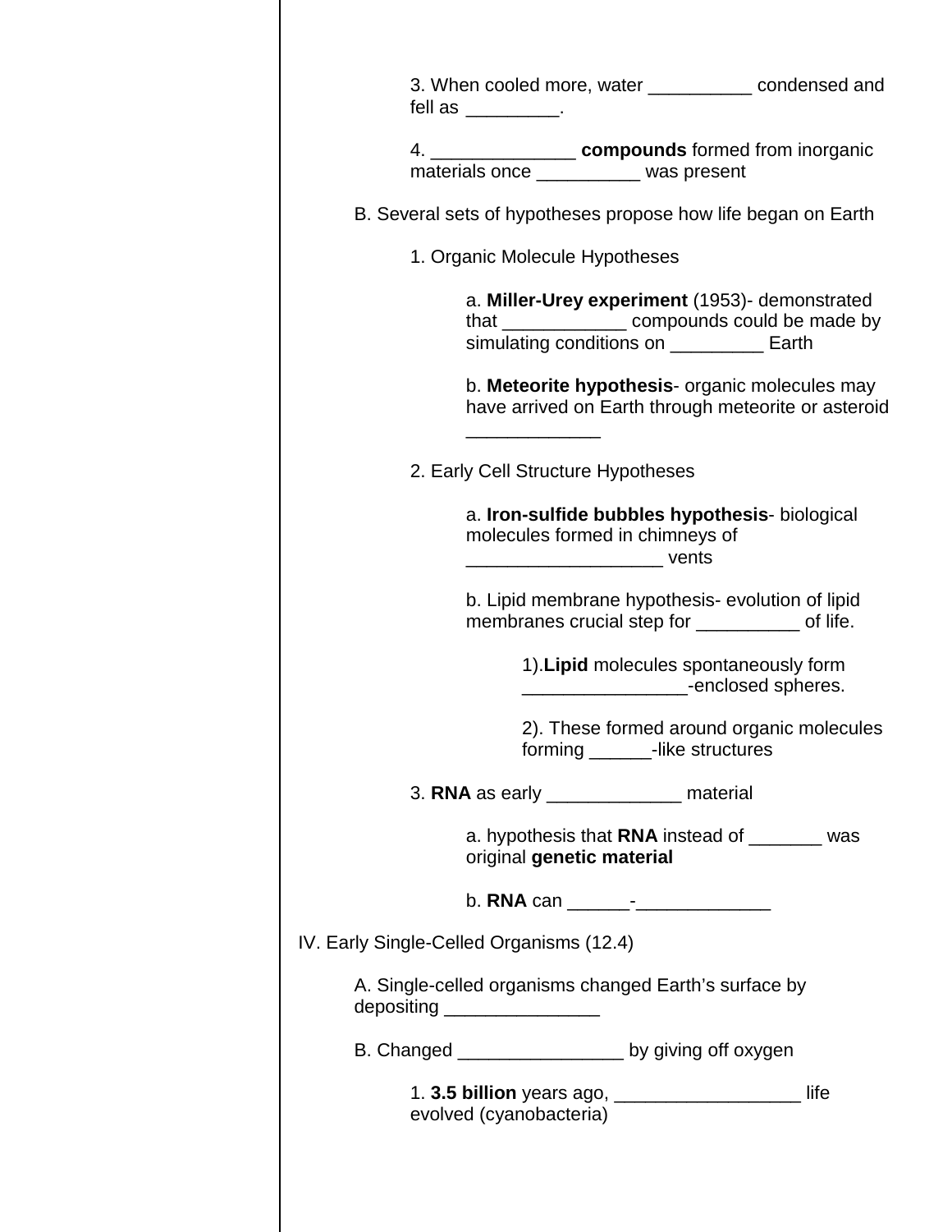3. When cooled more, water __________ condensed and fell as _________.

4. ______________ **compounds** formed from inorganic materials once __________ was present

B. Several sets of hypotheses propose how life began on Earth

1. Organic Molecule Hypotheses

a. **Miller-Urey experiment** (1953)- demonstrated that ____________ compounds could be made by simulating conditions on _________ Earth

b. **Meteorite hypothesis**- organic molecules may have arrived on Earth through meteorite or asteroid _____________

2. Early Cell Structure Hypotheses

a. **Iron-sulfide bubbles hypothesis**- biological molecules formed in chimneys of ___________________ vents

b. Lipid membrane hypothesis- evolution of lipid membranes crucial step for __________ of life.

1).**Lipid** molecules spontaneously form ________________-enclosed spheres.

2). These formed around organic molecules forming ______-like structures

3. **RNA** as early _____________ material

a. hypothesis that **RNA** instead of _______ was original **genetic material**

b. **RNA** can ______-_____________

IV. Early Single-Celled Organisms (12.4)

A. Single-celled organisms changed Earth's surface by depositing _______________

B. Changed ________________ by giving off oxygen

1. **3.5 billion** years ago, __________________ life evolved (cyanobacteria)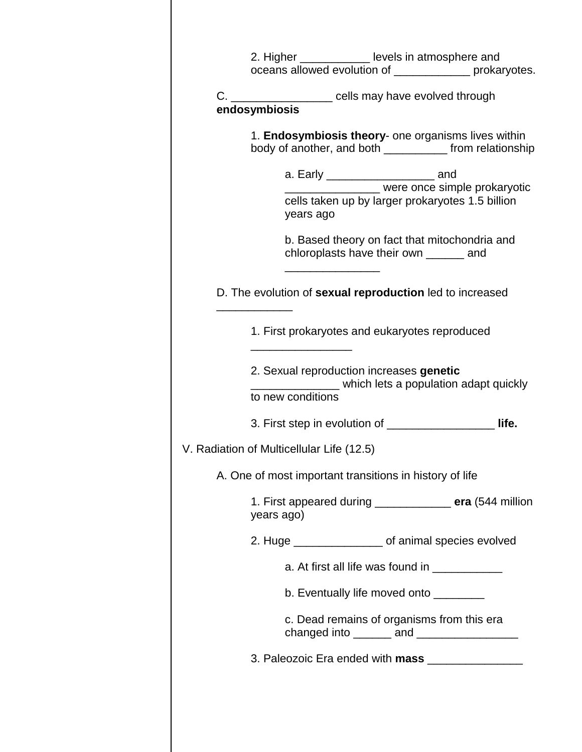2. Higher ___________ levels in atmosphere and oceans allowed evolution of ____________ prokaryotes.

C. ________________ cells may have evolved through **endosymbiosis**

1. **Endosymbiosis theory**- one organisms lives within body of another, and both __________ from relationship

a. Early _________________ and _______________ were once simple prokaryotic cells taken up by larger prokaryotes 1.5 billion years ago

b. Based theory on fact that mitochondria and chloroplasts have their own ______ and _______________

D. The evolution of **sexual reproduction** led to increased ____________

1. First prokaryotes and eukaryotes reproduced ________________

2. Sexual reproduction increases **genetic** ______________ which lets a population adapt quickly to new conditions

3. First step in evolution of _________________ **life.**

V. Radiation of Multicellular Life (12.5)

A. One of most important transitions in history of life

1. First appeared during ____________ **era** (544 million years ago)

2. Huge ______________ of animal species evolved

a. At first all life was found in ___________

b. Eventually life moved onto ________

c. Dead remains of organisms from this era changed into ______ and ________________

3. Paleozoic Era ended with **mass** _______________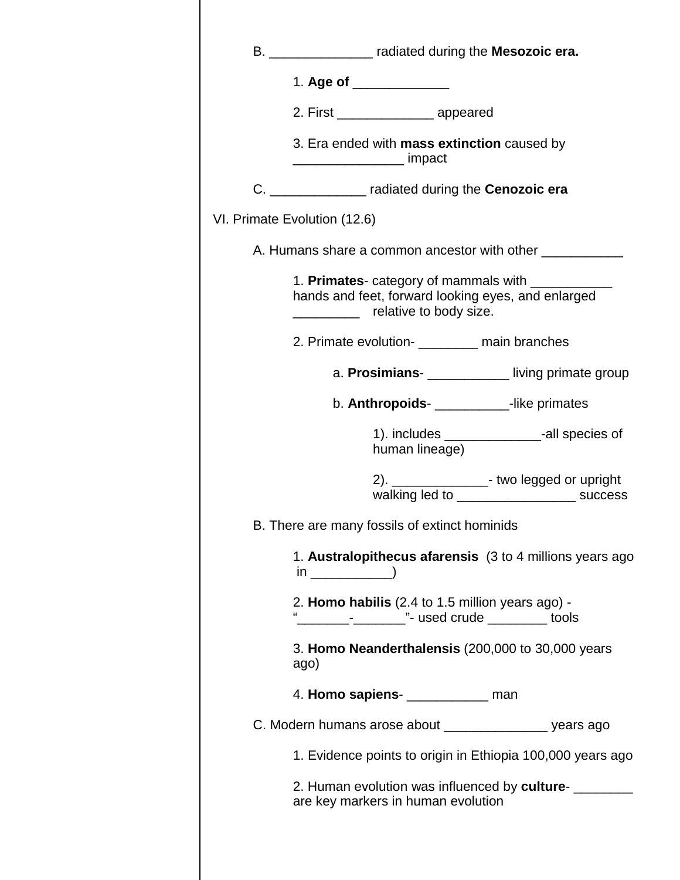B. ______________ radiated during the **Mesozoic era.**

1. **Age of** _____________

2. First _____________ appeared

3. Era ended with **mass extinction** caused by _______________ impact

C. _____________ radiated during the **Cenozoic era**

VI. Primate Evolution (12.6)

A. Humans share a common ancestor with other ___________

1. **Primates**- category of mammals with ___________ hands and feet, forward looking eyes, and enlarged _________ relative to body size.

2. Primate evolution- ________ main branches

a. **Prosimians**- ___________ living primate group

b. **Anthropoids**- __________-like primates

1). includes _____________-all species of human lineage)

2). _____________- two legged or upright walking led to ________________ success

B. There are many fossils of extinct hominids

1. **Australopithecus afarensis** (3 to 4 millions years ago in ___________)

2. **Homo habilis** (2.4 to 1.5 million years ago) - "_______-_______"- used crude ________ tools

3. **Homo Neanderthalensis** (200,000 to 30,000 years ago)

4. **Homo sapiens**- ___________ man

C. Modern humans arose about ______________ years ago

1. Evidence points to origin in Ethiopia 100,000 years ago

2. Human evolution was influenced by **culture**- ________ are key markers in human evolution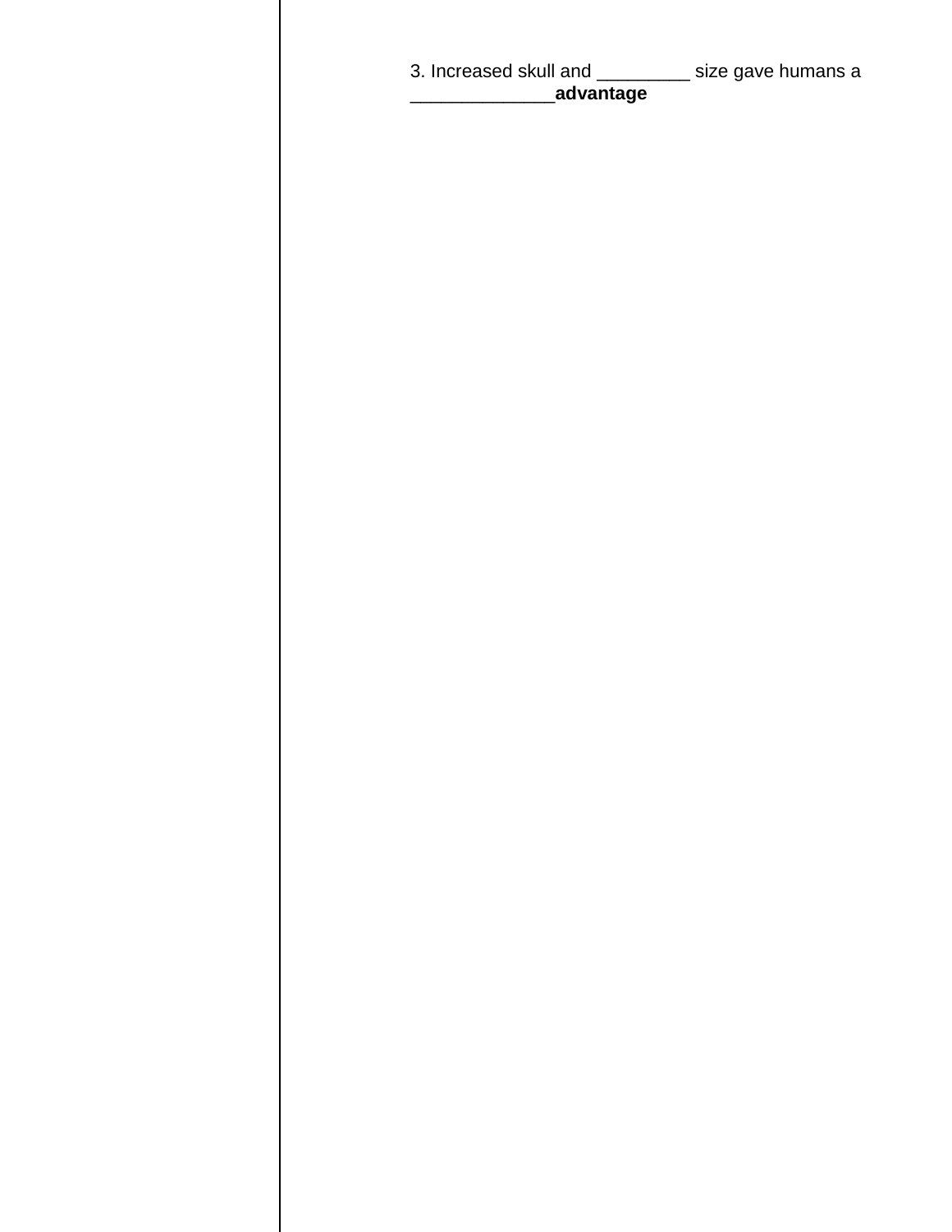3. Increased skull and _________ size gave humans a ______________**advantage**